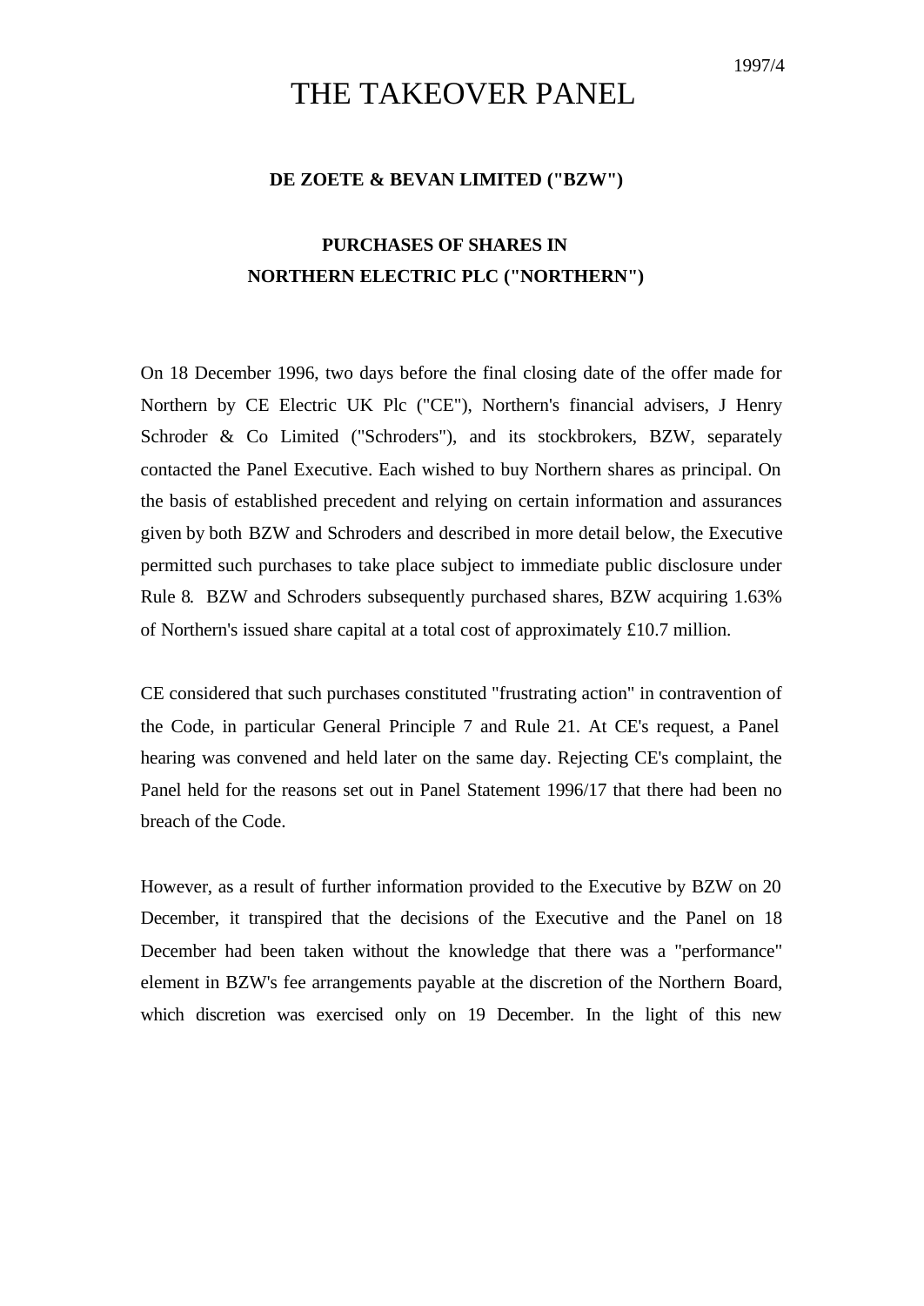1997/4

# THE TAKEOVER PANEL

**DE ZOETE & BEVAN LIMITED ("BZW")**

**PURCHASES OF SHARES IN NORTHERN ELECTRIC PLC ("NORTHERN")**

On 18 December 1996, two days before the final closing date of the offer made for Northern by CE Electric UK Plc ("CE"), Northern's financial advisers, J Henry Schroder & Co Limited ("Schroders"), and its stockbrokers, BZW, separately contacted the Panel Executive. Each wished to buy Northern shares as principal. On the basis of established precedent and relying on certain information and assurances given by both BZW and Schroders and described in more detail below, the Executive permitted such purchases to take place subject to immediate public disclosure under Rule 8. BZW and Schroders subsequently purchased shares, BZW acquiring 1.63% of Northern's issued share capital at a total cost of approximately £10.7 million.

CE considered that such purchases constituted "frustrating action" in contravention of the Code, in particular General Principle 7 and Rule 21. At CE's request, a Panel hearing was convened and held later on the same day. Rejecting CE's complaint, the Panel held for the reasons set out in Panel Statement 1996/17 that there had been no breach of the Code.

However, as a result of further information provided to the Executive by BZW on 20 December, it transpired that the decisions of the Executive and the Panel on 18 December had been taken without the knowledge that there was a "performance" element in BZW's fee arrangements payable at the discretion of the Northern Board, which discretion was exercised only on 19 December. In the light of this new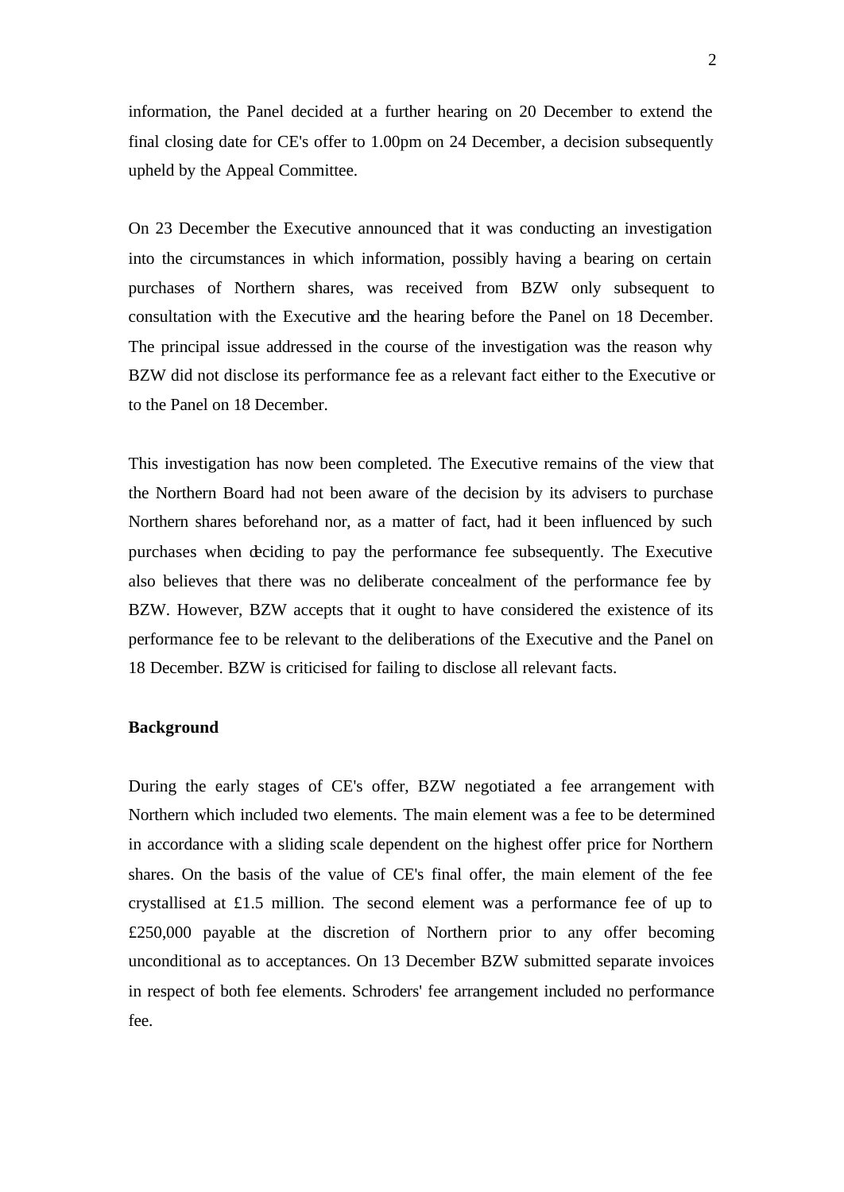information, the Panel decided at a further hearing on 20 December to extend the final closing date for CE's offer to 1.00pm on 24 December, a decision subsequently upheld by the Appeal Committee.

On 23 December the Executive announced that it was conducting an investigation into the circumstances in which information, possibly having a bearing on certain purchases of Northern shares, was received from BZW only subsequent to consultation with the Executive and the hearing before the Panel on 18 December. The principal issue addressed in the course of the investigation was the reason why BZW did not disclose its performance fee as a relevant fact either to the Executive or to the Panel on 18 December.

This investigation has now been completed. The Executive remains of the view that the Northern Board had not been aware of the decision by its advisers to purchase Northern shares beforehand nor, as a matter of fact, had it been influenced by such purchases when deciding to pay the performance fee subsequently. The Executive also believes that there was no deliberate concealment of the performance fee by BZW. However, BZW accepts that it ought to have considered the existence of its performance fee to be relevant to the deliberations of the Executive and the Panel on 18 December. BZW is criticised for failing to disclose all relevant facts.

**Background**

During the early stages of CE's offer, BZW negotiated a fee arrangement with Northern which included two elements. The main element was a fee to be determined in accordance with a sliding scale dependent on the highest offer price for Northern shares. On the basis of the value of CE's final offer, the main element of the fee crystallised at £1.5 million. The second element was a performance fee of up to £250,000 payable at the discretion of Northern prior to any offer becoming unconditional as to acceptances. On 13 December BZW submitted separate invoices in respect of both fee elements. Schroders' fee arrangement included no performance fee.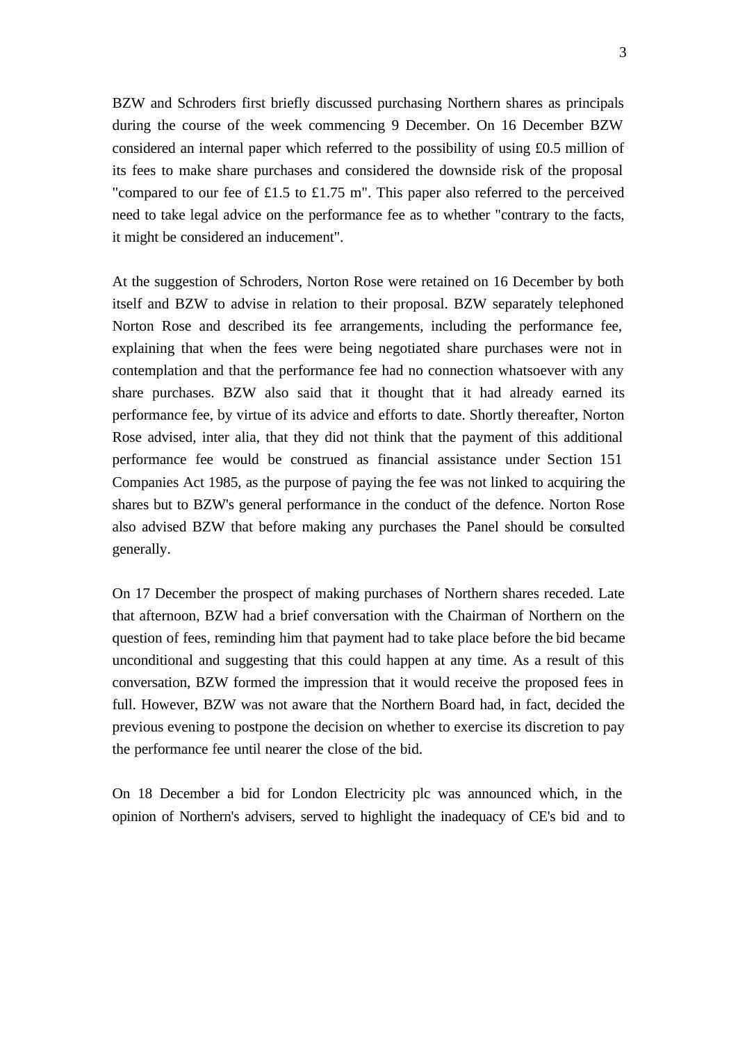BZW and Schroders first briefly discussed purchasing Northern shares as principals during the course of the week commencing 9 December. On 16 December BZW considered an internal paper which referred to the possibility of using £0.5 million of its fees to make share purchases and considered the downside risk of the proposal "compared to our fee of £1.5 to £1.75 m". This paper also referred to the perceived need to take legal advice on the performance fee as to whether "contrary to the facts, it might be considered an inducement".

At the suggestion of Schroders, Norton Rose were retained on 16 December by both itself and BZW to advise in relation to their proposal. BZW separately telephoned Norton Rose and described its fee arrangements, including the performance fee, explaining that when the fees were being negotiated share purchases were not in contemplation and that the performance fee had no connection whatsoever with any share purchases. BZW also said that it thought that it had already earned its performance fee, by virtue of its advice and efforts to date. Shortly thereafter, Norton Rose advised, inter alia, that they did not think that the payment of this additional performance fee would be construed as financial assistance under Section 151 Companies Act 1985, as the purpose of paying the fee was not linked to acquiring the shares but to BZW's general performance in the conduct of the defence. Norton Rose also advised BZW that before making any purchases the Panel should be consulted generally.

On 17 December the prospect of making purchases of Northern shares receded. Late that afternoon, BZW had a brief conversation with the Chairman of Northern on the question of fees, reminding him that payment had to take place before the bid became unconditional and suggesting that this could happen at any time. As a result of this conversation, BZW formed the impression that it would receive the proposed fees in full. However, BZW was not aware that the Northern Board had, in fact, decided the previous evening to postpone the decision on whether to exercise its discretion to pay the performance fee until nearer the close of the bid.

On 18 December a bid for London Electricity plc was announced which, in the opinion of Northern's advisers, served to highlight the inadequacy of CE's bid and to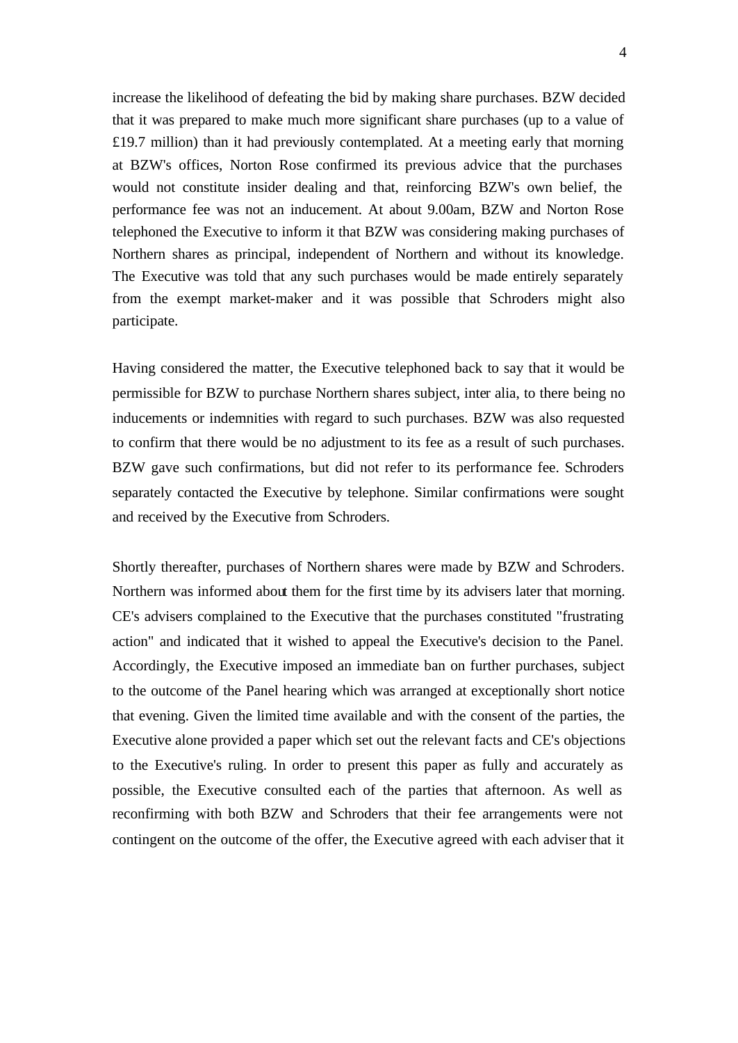increase the likelihood of defeating the bid by making share purchases. BZW decided that it was prepared to make much more significant share purchases (up to a value of £19.7 million) than it had previously contemplated. At a meeting early that morning at BZW's offices, Norton Rose confirmed its previous advice that the purchases would not constitute insider dealing and that, reinforcing BZW's own belief, the performance fee was not an inducement. At about 9.00am, BZW and Norton Rose telephoned the Executive to inform it that BZW was considering making purchases of Northern shares as principal, independent of Northern and without its knowledge. The Executive was told that any such purchases would be made entirely separately from the exempt market-maker and it was possible that Schroders might also participate.

Having considered the matter, the Executive telephoned back to say that it would be permissible for BZW to purchase Northern shares subject, inter alia, to there being no inducements or indemnities with regard to such purchases. BZW was also requested to confirm that there would be no adjustment to its fee as a result of such purchases. BZW gave such confirmations, but did not refer to its performance fee. Schroders separately contacted the Executive by telephone. Similar confirmations were sought and received by the Executive from Schroders.

Shortly thereafter, purchases of Northern shares were made by BZW and Schroders. Northern was informed about them for the first time by its advisers later that morning. CE's advisers complained to the Executive that the purchases constituted "frustrating action" and indicated that it wished to appeal the Executive's decision to the Panel. Accordingly, the Executive imposed an immediate ban on further purchases, subject to the outcome of the Panel hearing which was arranged at exceptionally short notice that evening. Given the limited time available and with the consent of the parties, the Executive alone provided a paper which set out the relevant facts and CE's objections to the Executive's ruling. In order to present this paper as fully and accurately as possible, the Executive consulted each of the parties that afternoon. As well as reconfirming with both BZW and Schroders that their fee arrangements were not contingent on the outcome of the offer, the Executive agreed with each adviser that it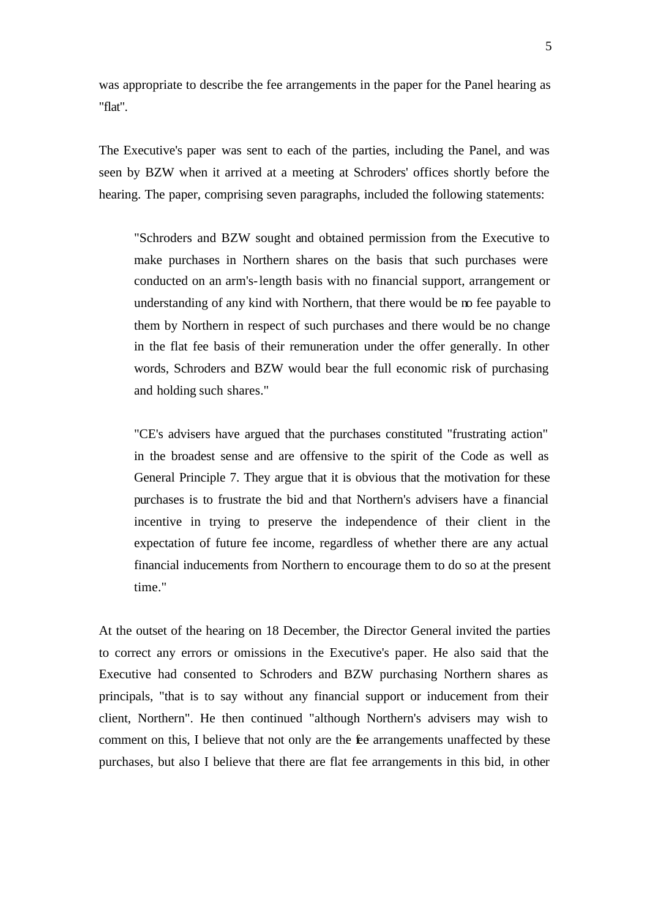was appropriate to describe the fee arrangements in the paper for the Panel hearing as "flat".

The Executive's paper was sent to each of the parties, including the Panel, and was seen by BZW when it arrived at a meeting at Schroders' offices shortly before the hearing. The paper, comprising seven paragraphs, included the following statements:

> "Schroders and BZW sought and obtained permission from the Executive to make purchases in Northern shares on the basis that such purchases were conducted on an arm's-length basis with no financial support, arrangement or understanding of any kind with Northern, that there would be no fee payable to them by Northern in respect of such purchases and there would be no change in the flat fee basis of their remuneration under the offer generally. In other words, Schroders and BZW would bear the full economic risk of purchasing and holding such shares."

> "CE's advisers have argued that the purchases constituted "frustrating action" in the broadest sense and are offensive to the spirit of the Code as well as General Principle 7. They argue that it is obvious that the motivation for these purchases is to frustrate the bid and that Northern's advisers have a financial incentive in trying to preserve the independence of their client in the expectation of future fee income, regardless of whether there are any actual financial inducements from Northern to encourage them to do so at the present time."

At the outset of the hearing on 18 December, the Director General invited the parties to correct any errors or omissions in the Executive's paper. He also said that the Executive had consented to Schroders and BZW purchasing Northern shares as principals, "that is to say without any financial support or inducement from their client, Northern". He then continued "although Northern's advisers may wish to comment on this, I believe that not only are the fee arrangements unaffected by these purchases, but also I believe that there are flat fee arrangements in this bid, in other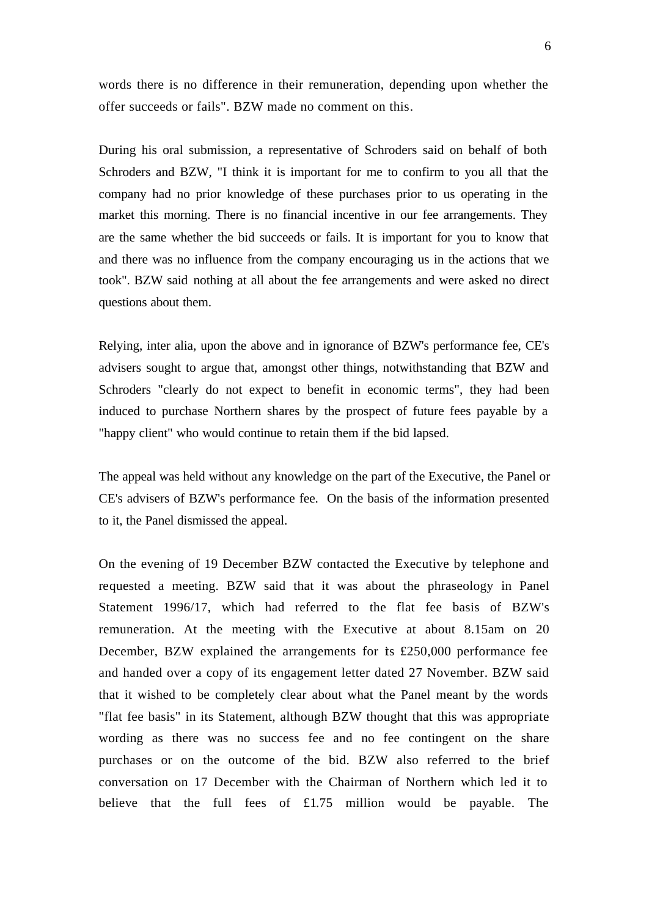words there is no difference in their remuneration, depending upon whether the offer succeeds or fails". BZW made no comment on this.

During his oral submission, a representative of Schroders said on behalf of both Schroders and BZW, "I think it is important for me to confirm to you all that the company had no prior knowledge of these purchases prior to us operating in the market this morning. There is no financial incentive in our fee arrangements. They are the same whether the bid succeeds or fails. It is important for you to know that and there was no influence from the company encouraging us in the actions that we took". BZW said nothing at all about the fee arrangements and were asked no direct questions about them.

Relying, inter alia, upon the above and in ignorance of BZW's performance fee, CE's advisers sought to argue that, amongst other things, notwithstanding that BZW and Schroders "clearly do not expect to benefit in economic terms", they had been induced to purchase Northern shares by the prospect of future fees payable by a "happy client" who would continue to retain them if the bid lapsed.

The appeal was held without any knowledge on the part of the Executive, the Panel or CE's advisers of BZW's performance fee. On the basis of the information presented to it, the Panel dismissed the appeal.

On the evening of 19 December BZW contacted the Executive by telephone and requested a meeting. BZW said that it was about the phraseology in Panel Statement 1996/17, which had referred to the flat fee basis of BZW's remuneration. At the meeting with the Executive at about 8.15am on 20 December, BZW explained the arrangements for its £250,000 performance fee and handed over a copy of its engagement letter dated 27 November. BZW said that it wished to be completely clear about what the Panel meant by the words "flat fee basis" in its Statement, although BZW thought that this was appropriate wording as there was no success fee and no fee contingent on the share purchases or on the outcome of the bid. BZW also referred to the brief conversation on 17 December with the Chairman of Northern which led it to believe that the full fees of £1.75 million would be payable. The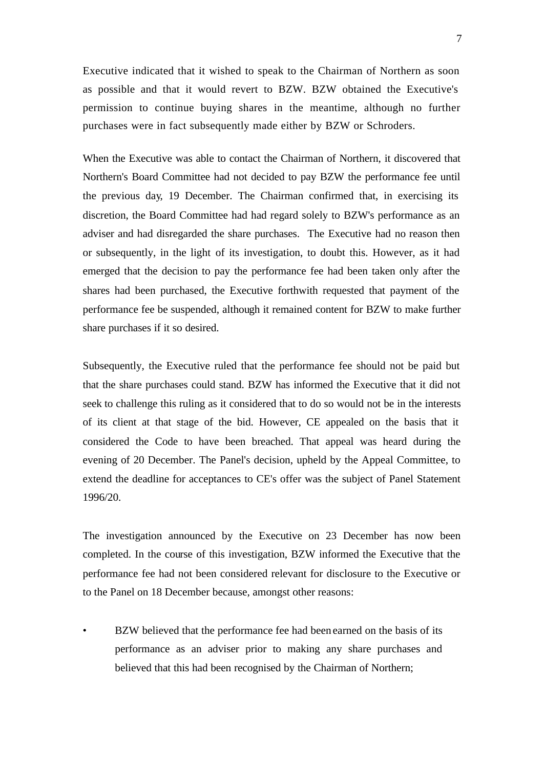Executive indicated that it wished to speak to the Chairman of Northern as soon as possible and that it would revert to BZW. BZW obtained the Executive's permission to continue buying shares in the meantime, although no further purchases were in fact subsequently made either by BZW or Schroders.

When the Executive was able to contact the Chairman of Northern, it discovered that Northern's Board Committee had not decided to pay BZW the performance fee until the previous day, 19 December. The Chairman confirmed that, in exercising its discretion, the Board Committee had had regard solely to BZW's performance as an adviser and had disregarded the share purchases. The Executive had no reason then or subsequently, in the light of its investigation, to doubt this. However, as it had emerged that the decision to pay the performance fee had been taken only after the shares had been purchased, the Executive forthwith requested that payment of the performance fee be suspended, although it remained content for BZW to make further share purchases if it so desired.

Subsequently, the Executive ruled that the performance fee should not be paid but that the share purchases could stand. BZW has informed the Executive that it did not seek to challenge this ruling as it considered that to do so would not be in the interests of its client at that stage of the bid. However, CE appealed on the basis that it considered the Code to have been breached. That appeal was heard during the evening of 20 December. The Panel's decision, upheld by the Appeal Committee, to extend the deadline for acceptances to CE's offer was the subject of Panel Statement 1996/20.

The investigation announced by the Executive on 23 December has now been completed. In the course of this investigation, BZW informed the Executive that the performance fee had not been considered relevant for disclosure to the Executive or to the Panel on 18 December because, amongst other reasons:

- BZW believed that the performance fee had been earned on the basis of its performance as an adviser prior to making any share purchases and believed that this had been recognised by the Chairman of Northern;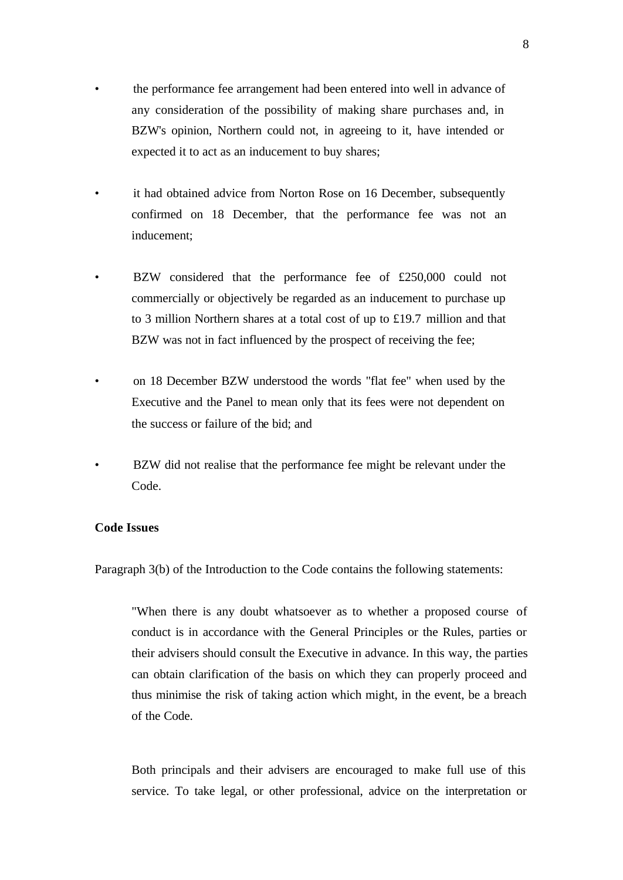- the performance fee arrangement had been entered into well in advance of any consideration of the possibility of making share purchases and, in BZW's opinion, Northern could not, in agreeing to it, have intended or expected it to act as an inducement to buy shares;

- it had obtained advice from Norton Rose on 16 December, subsequently confirmed on 18 December, that the performance fee was not an inducement;

- BZW considered that the performance fee of £250,000 could not commercially or objectively be regarded as an inducement to purchase up to 3 million Northern shares at a total cost of up to £19.7 million and that BZW was not in fact influenced by the prospect of receiving the fee;

- on 18 December BZW understood the words "flat fee" when used by the Executive and the Panel to mean only that its fees were not dependent on the success or failure of the bid; and

- BZW did not realise that the performance fee might be relevant under the Code.

**Code Issues**

Paragraph 3(b) of the Introduction to the Code contains the following statements:

> "When there is any doubt whatsoever as to whether a proposed course of conduct is in accordance with the General Principles or the Rules, parties or their advisers should consult the Executive in advance. In this way, the parties can obtain clarification of the basis on which they can properly proceed and thus minimise the risk of taking action which might, in the event, be a breach of the Code.
>
> Both principals and their advisers are encouraged to make full use of this service. To take legal, or other professional, advice on the interpretation or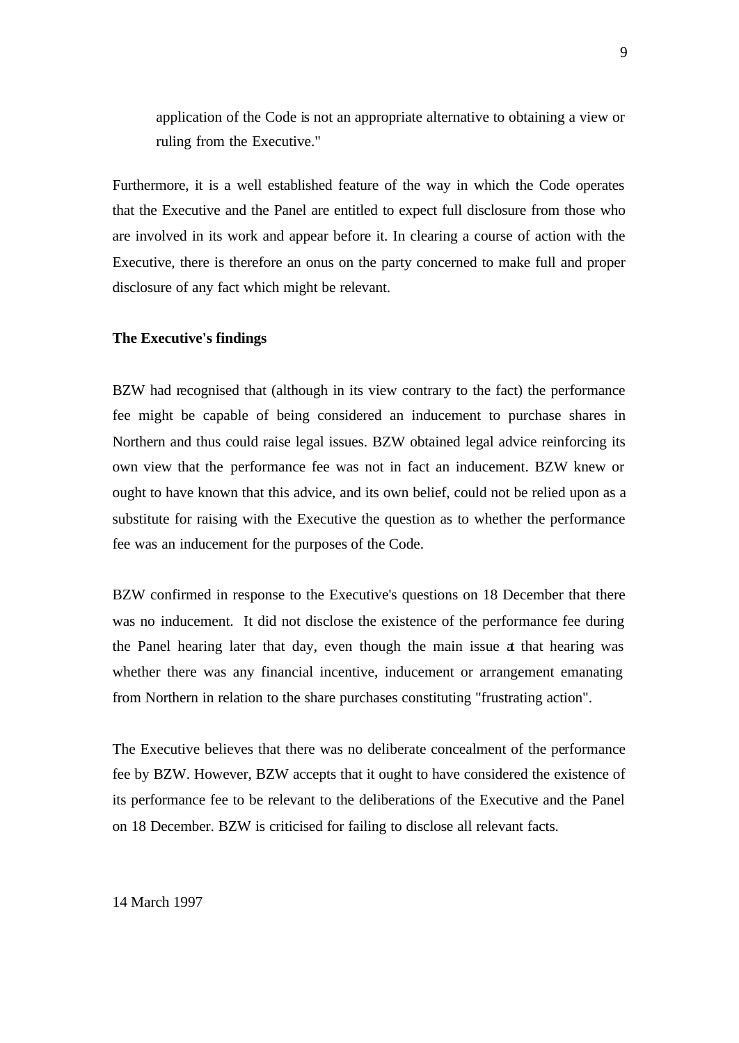application of the Code is not an appropriate alternative to obtaining a view or ruling from the Executive."

Furthermore, it is a well established feature of the way in which the Code operates that the Executive and the Panel are entitled to expect full disclosure from those who are involved in its work and appear before it. In clearing a course of action with the Executive, there is therefore an onus on the party concerned to make full and proper disclosure of any fact which might be relevant.

**The Executive's findings**

BZW had recognised that (although in its view contrary to the fact) the performance fee might be capable of being considered an inducement to purchase shares in Northern and thus could raise legal issues. BZW obtained legal advice reinforcing its own view that the performance fee was not in fact an inducement. BZW knew or ought to have known that this advice, and its own belief, could not be relied upon as a substitute for raising with the Executive the question as to whether the performance fee was an inducement for the purposes of the Code.

BZW confirmed in response to the Executive's questions on 18 December that there was no inducement. It did not disclose the existence of the performance fee during the Panel hearing later that day, even though the main issue at that hearing was whether there was any financial incentive, inducement or arrangement emanating from Northern in relation to the share purchases constituting "frustrating action".

The Executive believes that there was no deliberate concealment of the performance fee by BZW. However, BZW accepts that it ought to have considered the existence of its performance fee to be relevant to the deliberations of the Executive and the Panel on 18 December. BZW is criticised for failing to disclose all relevant facts.

14 March 1997